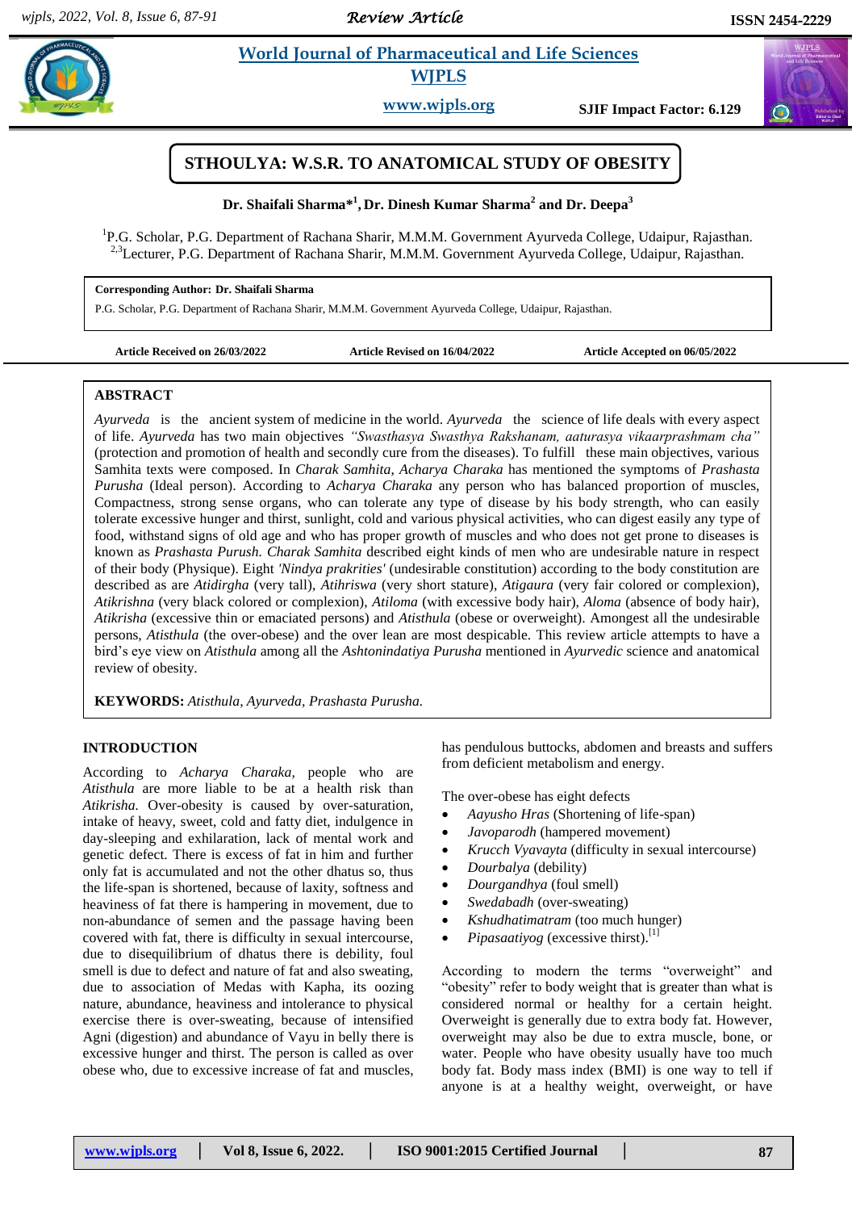# STHOULYA: W.S.R. TO ANATOMICAL STUDY OF OBESITY

**Dr. Shaifali Sharma*[1], Dr. Dinesh Kumar Sharma[2] and Dr. Deepa[3]**

[1]P.G. Scholar, P.G. Department of Rachana Sharir, M.M.M. Government Ayurveda College, Udaipur, Rajasthan.
[2,3]Lecturer, P.G. Department of Rachana Sharir, M.M.M. Government Ayurveda College, Udaipur, Rajasthan.

**Corresponding Author: Dr. Shaifali Sharma**
P.G. Scholar, P.G. Department of Rachana Sharir, M.M.M. Government Ayurveda College, Udaipur, Rajasthan.

**Article Received on 26/03/2022** **Article Revised on 16/04/2022** **Article Accepted on 06/05/2022**

## ABSTRACT

*Ayurveda* is the ancient system of medicine in the world. *Ayurveda* the science of life deals with every aspect of life. *Ayurveda* has two main objectives *"Swasthasya Swasthya Rakshanam, aaturasya vikaarprashmam cha"* (protection and promotion of health and secondly cure from the diseases). To fulfill these main objectives, various Samhita texts were composed. In *Charak Samhita, Acharya Charaka* has mentioned the symptoms of *Prashasta Purusha* (Ideal person). According to *Acharya Charaka* any person who has balanced proportion of muscles, Compactness, strong sense organs, who can tolerate any type of disease by his body strength, who can easily tolerate excessive hunger and thirst, sunlight, cold and various physical activities, who can digest easily any type of food, withstand signs of old age and who has proper growth of muscles and who does not get prone to diseases is known as *Prashasta Purush. Charak Samhita* described eight kinds of men who are undesirable nature in respect of their body (Physique). Eight *'Nindya prakrities'* (undesirable constitution) according to the body constitution are described as are *Atidirgha* (very tall), *Atihriswa* (very short stature), *Atigaura* (very fair colored or complexion), *Atikrishna* (very black colored or complexion), *Atiloma* (with excessive body hair), *Aloma* (absence of body hair), *Atikrisha* (excessive thin or emaciated persons) and *Atisthula* (obese or overweight). Amongest all the undesirable persons, *Atisthula* (the over-obese) and the over lean are most despicable. This review article attempts to have a bird's eye view on *Atisthula* among all the *Ashtonindatiya Purusha* mentioned in *Ayurvedic* science and anatomical review of obesity.

**KEYWORDS:** *Atisthula, Ayurveda, Prashasta Purusha.*

## INTRODUCTION

According to *Acharya Charaka,* people who are *Atisthula* are more liable to be at a health risk than *Atikrisha.* Over-obesity is caused by over-saturation, intake of heavy, sweet, cold and fatty diet, indulgence in day-sleeping and exhilaration, lack of mental work and genetic defect. There is excess of fat in him and further only fat is accumulated and not the other dhatus so, thus the life-span is shortened, because of laxity, softness and heaviness of fat there is hampering in movement, due to non-abundance of semen and the passage having been covered with fat, there is difficulty in sexual intercourse, due to disequilibrium of dhatus there is debility, foul smell is due to defect and nature of fat and also sweating, due to association of Medas with Kapha, its oozing nature, abundance, heaviness and intolerance to physical exercise there is over-sweating, because of intensified Agni (digestion) and abundance of Vayu in belly there is excessive hunger and thirst. The person is called as over obese who, due to excessive increase of fat and muscles, has pendulous buttocks, abdomen and breasts and suffers from deficient metabolism and energy.

The over-obese has eight defects

- *Aayusho Hras* (Shortening of life-span)
- *Javoparodh* (hampered movement)
- *Krucch Vyavayta* (difficulty in sexual intercourse)
- *Dourbalya* (debility)
- *Dourgandhya* (foul smell)
- *Swedabadh* (over-sweating)
- *Kshudhatimatram* (too much hunger)
- *Pipasaatiyog* (excessive thirst).[1]

According to modern the terms "overweight" and "obesity" refer to body weight that is greater than what is considered normal or healthy for a certain height. Overweight is generally due to extra body fat. However, overweight may also be due to extra muscle, bone, or water. People who have obesity usually have too much body fat. Body mass index (BMI) is one way to tell if anyone is at a healthy weight, overweight, or have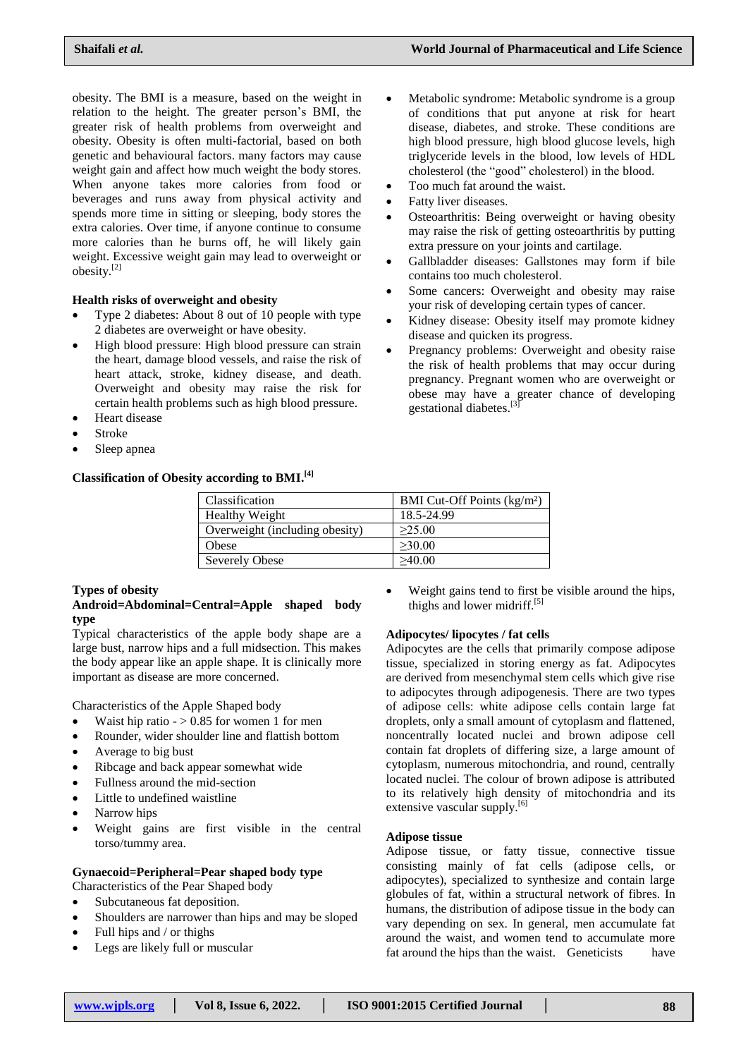obesity. The BMI is a measure, based on the weight in relation to the height. The greater person's BMI, the greater risk of health problems from overweight and obesity. Obesity is often multi-factorial, based on both genetic and behavioural factors. many factors may cause weight gain and affect how much weight the body stores. When anyone takes more calories from food or beverages and runs away from physical activity and spends more time in sitting or sleeping, body stores the extra calories. Over time, if anyone continue to consume more calories than he burns off, he will likely gain weight. Excessive weight gain may lead to overweight or obesity.[2]

### Health risks of overweight and obesity

- Type 2 diabetes: About 8 out of 10 people with type 2 diabetes are overweight or have obesity.
- High blood pressure: High blood pressure can strain the heart, damage blood vessels, and raise the risk of heart attack, stroke, kidney disease, and death. Overweight and obesity may raise the risk for certain health problems such as high blood pressure.
- Heart disease
- Stroke
- Sleep apnea
- Metabolic syndrome: Metabolic syndrome is a group of conditions that put anyone at risk for heart disease, diabetes, and stroke. These conditions are high blood pressure, high blood glucose levels, high triglyceride levels in the blood, low levels of HDL cholesterol (the "good" cholesterol) in the blood.
- Too much fat around the waist.
- Fatty liver diseases.
- Osteoarthritis: Being overweight or having obesity may raise the risk of getting osteoarthritis by putting extra pressure on your joints and cartilage.
- Gallbladder diseases: Gallstones may form if bile contains too much cholesterol.
- Some cancers: Overweight and obesity may raise your risk of developing certain types of cancer.
- Kidney disease: Obesity itself may promote kidney disease and quicken its progress.
- Pregnancy problems: Overweight and obesity raise the risk of health problems that may occur during pregnancy. Pregnant women who are overweight or obese may have a greater chance of developing gestational diabetes.[3]

### Classification of Obesity according to BMI.[4]

| Classification | BMI Cut-Off Points (kg/m²) |
|---|---|
| Healthy Weight | 18.5-24.99 |
| Overweight (including obesity) | ≥25.00 |
| Obese | ≥30.00 |
| Severely Obese | ≥40.00 |

### Types of obesity

**Android=Abdominal=Central=Apple shaped body type**

Typical characteristics of the apple body shape are a large bust, narrow hips and a full midsection. This makes the body appear like an apple shape. It is clinically more important as disease are more concerned.

Characteristics of the Apple Shaped body

- Waist hip ratio - > 0.85 for women 1 for men
- Rounder, wider shoulder line and flattish bottom
- Average to big bust
- Ribcage and back appear somewhat wide
- Fullness around the mid-section
- Little to undefined waistline
- Narrow hips
- Weight gains are first visible in the central torso/tummy area.

**Gynaecoid=Peripheral=Pear shaped body type**

Characteristics of the Pear Shaped body

- Subcutaneous fat deposition.
- Shoulders are narrower than hips and may be sloped
- Full hips and / or thighs
- Legs are likely full or muscular
- Weight gains tend to first be visible around the hips, thighs and lower midriff.[5]

### Adipocytes/ lipocytes / fat cells

Adipocytes are the cells that primarily compose adipose tissue, specialized in storing energy as fat. Adipocytes are derived from mesenchymal stem cells which give rise to adipocytes through adipogenesis. There are two types of adipose cells: white adipose cells contain large fat droplets, only a small amount of cytoplasm and flattened, noncentrally located nuclei and brown adipose cell contain fat droplets of differing size, a large amount of cytoplasm, numerous mitochondria, and round, centrally located nuclei. The colour of brown adipose is attributed to its relatively high density of mitochondria and its extensive vascular supply.[6]

### Adipose tissue

Adipose tissue, or fatty tissue, connective tissue consisting mainly of fat cells (adipose cells, or adipocytes), specialized to synthesize and contain large globules of fat, within a structural network of fibres. In humans, the distribution of adipose tissue in the body can vary depending on sex. In general, men accumulate fat around the waist, and women tend to accumulate more fat around the hips than the waist. Geneticists have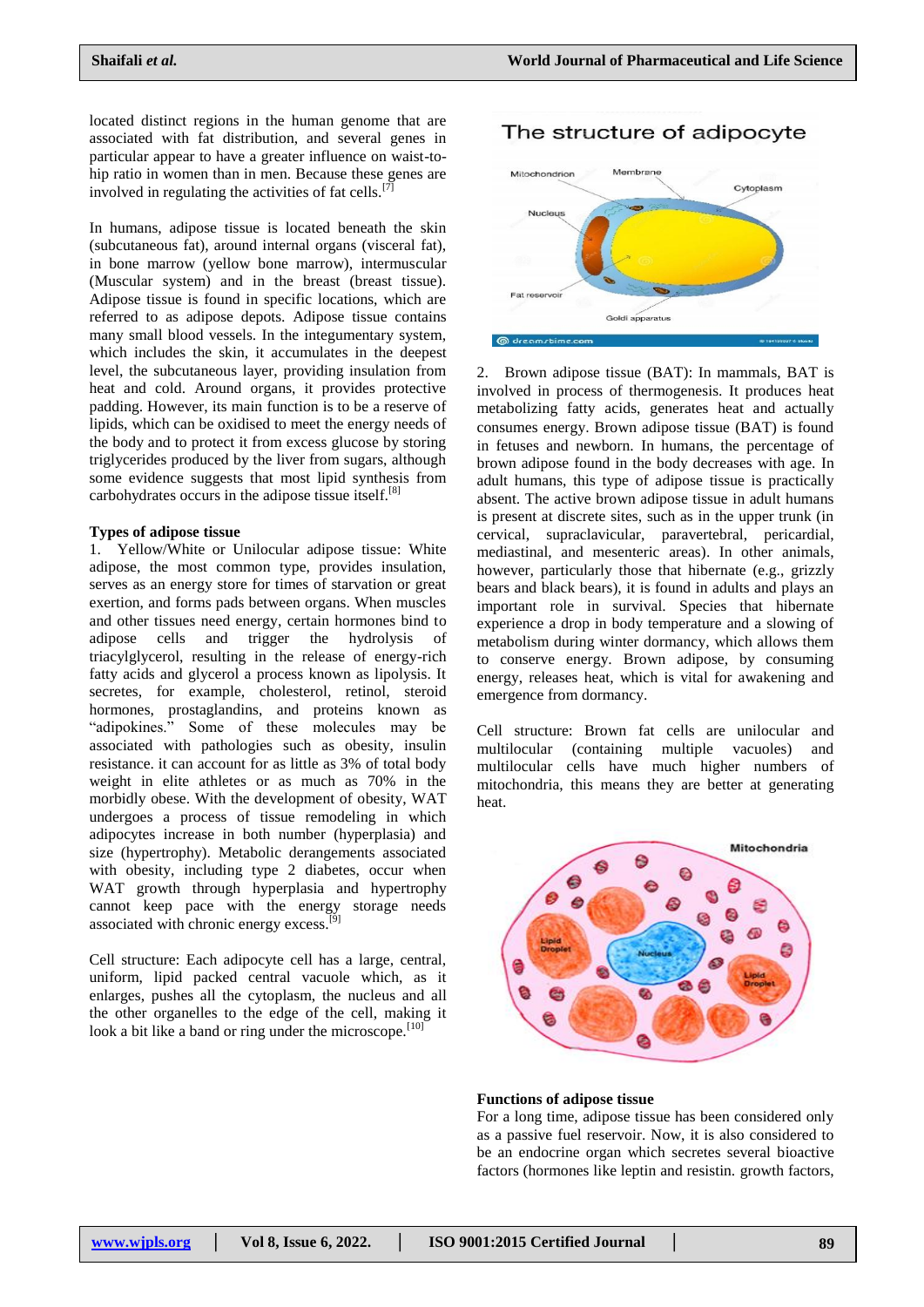located distinct regions in the human genome that are associated with fat distribution, and several genes in particular appear to have a greater influence on waist-to-hip ratio in women than in men. Because these genes are involved in regulating the activities of fat cells.[7]

In humans, adipose tissue is located beneath the skin (subcutaneous fat), around internal organs (visceral fat), in bone marrow (yellow bone marrow), intermuscular (Muscular system) and in the breast (breast tissue). Adipose tissue is found in specific locations, which are referred to as adipose depots. Adipose tissue contains many small blood vessels. In the integumentary system, which includes the skin, it accumulates in the deepest level, the subcutaneous layer, providing insulation from heat and cold. Around organs, it provides protective padding. However, its main function is to be a reserve of lipids, which can be oxidised to meet the energy needs of the body and to protect it from excess glucose by storing triglycerides produced by the liver from sugars, although some evidence suggests that most lipid synthesis from carbohydrates occurs in the adipose tissue itself.[8]

**Types of adipose tissue**

1. Yellow/White or Unilocular adipose tissue: White adipose, the most common type, provides insulation, serves as an energy store for times of starvation or great exertion, and forms pads between organs. When muscles and other tissues need energy, certain hormones bind to adipose cells and trigger the hydrolysis of triacylglycerol, resulting in the release of energy-rich fatty acids and glycerol a process known as lipolysis. It secretes, for example, cholesterol, retinol, steroid hormones, prostaglandins, and proteins known as "adipokines." Some of these molecules may be associated with pathologies such as obesity, insulin resistance. it can account for as little as 3% of total body weight in elite athletes or as much as 70% in the morbidly obese. With the development of obesity, WAT undergoes a process of tissue remodeling in which adipocytes increase in both number (hyperplasia) and size (hypertrophy). Metabolic derangements associated with obesity, including type 2 diabetes, occur when WAT growth through hyperplasia and hypertrophy cannot keep pace with the energy storage needs associated with chronic energy excess.[9]

Cell structure: Each adipocyte cell has a large, central, uniform, lipid packed central vacuole which, as it enlarges, pushes all the cytoplasm, the nucleus and all the other organelles to the edge of the cell, making it look a bit like a band or ring under the microscope.[10]

2. Brown adipose tissue (BAT): In mammals, BAT is involved in process of thermogenesis. It produces heat metabolizing fatty acids, generates heat and actually consumes energy. Brown adipose tissue (BAT) is found in fetuses and newborn. In humans, the percentage of brown adipose found in the body decreases with age. In adult humans, this type of adipose tissue is practically absent. The active brown adipose tissue in adult humans is present at discrete sites, such as in the upper trunk (in cervical, supraclavicular, paravertebral, pericardial, mediastinal, and mesenteric areas). In other animals, however, particularly those that hibernate (e.g., grizzly bears and black bears), it is found in adults and plays an important role in survival. Species that hibernate experience a drop in body temperature and a slowing of metabolism during winter dormancy, which allows them to conserve energy. Brown adipose, by consuming energy, releases heat, which is vital for awakening and emergence from dormancy.

Cell structure: Brown fat cells are unilocular and multilocular (containing multiple vacuoles) and multilocular cells have much higher numbers of mitochondria, this means they are better at generating heat.

**Functions of adipose tissue**

For a long time, adipose tissue has been considered only as a passive fuel reservoir. Now, it is also considered to be an endocrine organ which secretes several bioactive factors (hormones like leptin and resistin. growth factors,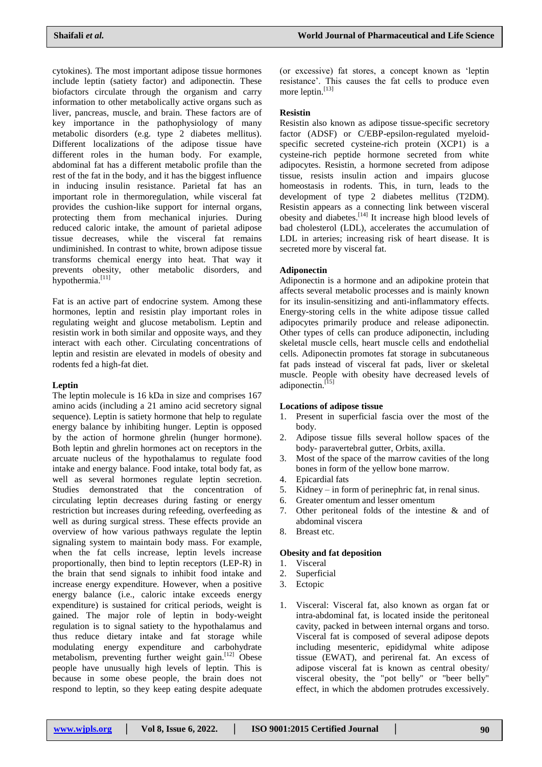cytokines). The most important adipose tissue hormones include leptin (satiety factor) and adiponectin. These biofactors circulate through the organism and carry information to other metabolically active organs such as liver, pancreas, muscle, and brain. These factors are of key importance in the pathophysiology of many metabolic disorders (e.g. type 2 diabetes mellitus). Different localizations of the adipose tissue have different roles in the human body. For example, abdominal fat has a different metabolic profile than the rest of the fat in the body, and it has the biggest influence in inducing insulin resistance. Parietal fat has an important role in thermoregulation, while visceral fat provides the cushion-like support for internal organs, protecting them from mechanical injuries. During reduced caloric intake, the amount of parietal adipose tissue decreases, while the visceral fat remains undiminished. In contrast to white, brown adipose tissue transforms chemical energy into heat. That way it prevents obesity, other metabolic disorders, and hypothermia.[11]

Fat is an active part of endocrine system. Among these hormones, leptin and resistin play important roles in regulating weight and glucose metabolism. Leptin and resistin work in both similar and opposite ways, and they interact with each other. Circulating concentrations of leptin and resistin are elevated in models of obesity and rodents fed a high-fat diet.

**Leptin**

The leptin molecule is 16 kDa in size and comprises 167 amino acids (including a 21 amino acid secretory signal sequence). Leptin is satiety hormone that help to regulate energy balance by inhibiting hunger. Leptin is opposed by the action of hormone ghrelin (hunger hormone). Both leptin and ghrelin hormones act on receptors in the arcuate nucleus of the hypothalamus to regulate food intake and energy balance. Food intake, total body fat, as well as several hormones regulate leptin secretion. Studies demonstrated that the concentration of circulating leptin decreases during fasting or energy restriction but increases during refeeding, overfeeding as well as during surgical stress. These effects provide an overview of how various pathways regulate the leptin signaling system to maintain body mass. For example, when the fat cells increase, leptin levels increase proportionally, then bind to leptin receptors (LEP-R) in the brain that send signals to inhibit food intake and increase energy expenditure. However, when a positive energy balance (i.e., caloric intake exceeds energy expenditure) is sustained for critical periods, weight is gained. The major role of leptin in body-weight regulation is to signal satiety to the hypothalamus and thus reduce dietary intake and fat storage while modulating energy expenditure and carbohydrate metabolism, preventing further weight gain.[12] Obese people have unusually high levels of leptin. This is because in some obese people, the brain does not respond to leptin, so they keep eating despite adequate (or excessive) fat stores, a concept known as 'leptin resistance'. This causes the fat cells to produce even more leptin.[13]

**Resistin**

Resistin also known as adipose tissue-specific secretory factor (ADSF) or C/EBP-epsilon-regulated myeloid-specific secreted cysteine-rich protein (XCP1) is a cysteine-rich peptide hormone secreted from white adipocytes. Resistin, a hormone secreted from adipose tissue, resists insulin action and impairs glucose homeostasis in rodents. This, in turn, leads to the development of type 2 diabetes mellitus (T2DM). Resistin appears as a connecting link between visceral obesity and diabetes.[14] It increase high blood levels of bad cholesterol (LDL), accelerates the accumulation of LDL in arteries; increasing risk of heart disease. It is secreted more by visceral fat.

**Adiponectin**

Adiponectin is a hormone and an adipokine protein that affects several metabolic processes and is mainly known for its insulin-sensitizing and anti-inflammatory effects. Energy-storing cells in the white adipose tissue called adipocytes primarily produce and release adiponectin. Other types of cells can produce adiponectin, including skeletal muscle cells, heart muscle cells and endothelial cells. Adiponectin promotes fat storage in subcutaneous fat pads instead of visceral fat pads, liver or skeletal muscle. People with obesity have decreased levels of adiponectin.[15]

**Locations of adipose tissue**

1. Present in superficial fascia over the most of the body.
2. Adipose tissue fills several hollow spaces of the body- paravertebral gutter, Orbits, axilla.
3. Most of the space of the marrow cavities of the long bones in form of the yellow bone marrow.
4. Epicardial fats
5. Kidney – in form of perinephric fat, in renal sinus.
6. Greater omentum and lesser omentum
7. Other peritoneal folds of the intestine & and of abdominal viscera
8. Breast etc.

**Obesity and fat deposition**

1. Visceral
2. Superficial
3. Ectopic

1. Visceral: Visceral fat, also known as organ fat or intra-abdominal fat, is located inside the peritoneal cavity, packed in between internal organs and torso. Visceral fat is composed of several adipose depots including mesenteric, epididymal white adipose tissue (EWAT), and perirenal fat. An excess of adipose visceral fat is known as central obesity/ visceral obesity, the "pot belly" or "beer belly" effect, in which the abdomen protrudes excessively.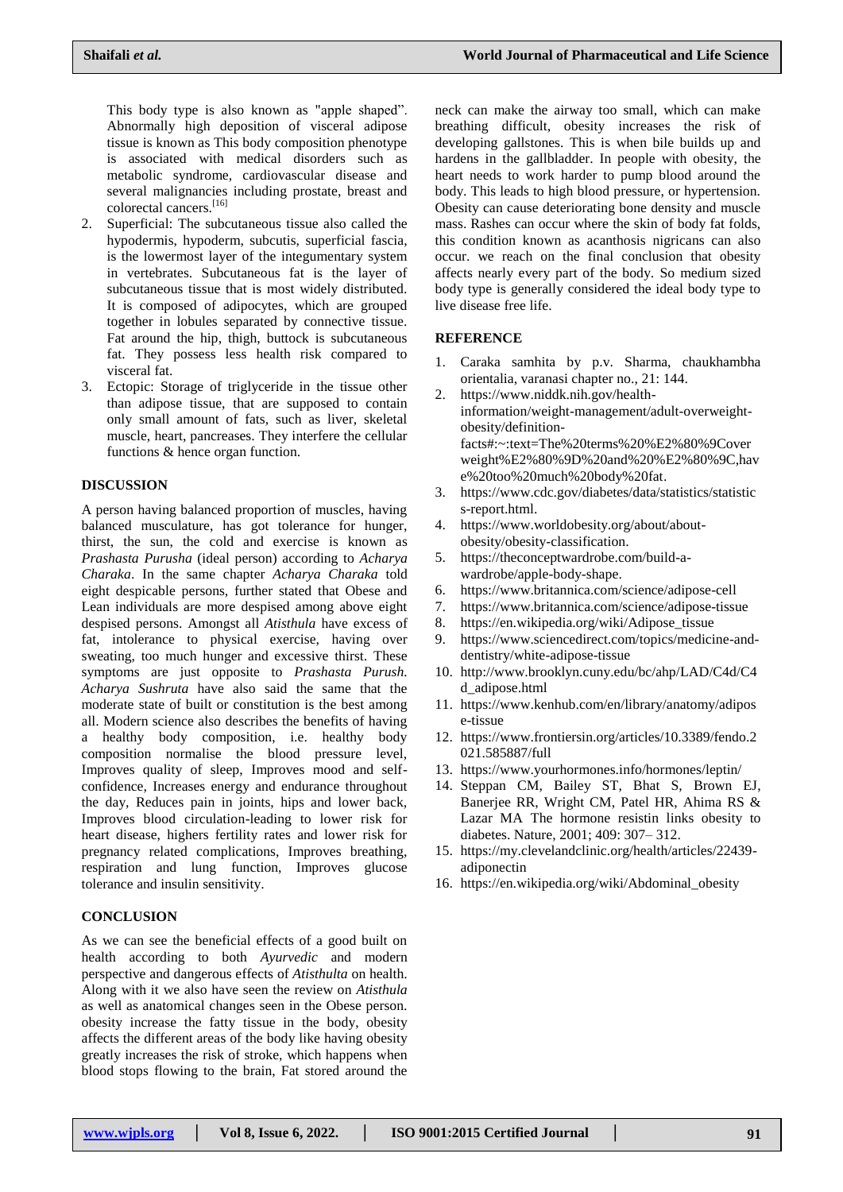This body type is also known as "apple shaped". Abnormally high deposition of visceral adipose tissue is known as This body composition phenotype is associated with medical disorders such as metabolic syndrome, cardiovascular disease and several malignancies including prostate, breast and colorectal cancers.[16]

2. Superficial: The subcutaneous tissue also called the hypodermis, hypoderm, subcutis, superficial fascia, is the lowermost layer of the integumentary system in vertebrates. Subcutaneous fat is the layer of subcutaneous tissue that is most widely distributed. It is composed of adipocytes, which are grouped together in lobules separated by connective tissue. Fat around the hip, thigh, buttock is subcutaneous fat. They possess less health risk compared to visceral fat.
3. Ectopic: Storage of triglyceride in the tissue other than adipose tissue, that are supposed to contain only small amount of fats, such as liver, skeletal muscle, heart, pancreases. They interfere the cellular functions & hence organ function.

## DISCUSSION

A person having balanced proportion of muscles, having balanced musculature, has got tolerance for hunger, thirst, the sun, the cold and exercise is known as *Prashasta Purusha* (ideal person) according to *Acharya Charaka*. In the same chapter *Acharya Charaka* told eight despicable persons, further stated that Obese and Lean individuals are more despised among above eight despised persons. Amongst all *Atisthula* have excess of fat, intolerance to physical exercise, having over sweating, too much hunger and excessive thirst. These symptoms are just opposite to *Prashasta Purush. Acharya Sushruta* have also said the same that the moderate state of built or constitution is the best among all. Modern science also describes the benefits of having a healthy body composition, i.e. healthy body composition normalise the blood pressure level, Improves quality of sleep, Improves mood and self-confidence, Increases energy and endurance throughout the day, Reduces pain in joints, hips and lower back, Improves blood circulation-leading to lower risk for heart disease, highers fertility rates and lower risk for pregnancy related complications, Improves breathing, respiration and lung function, Improves glucose tolerance and insulin sensitivity.

## CONCLUSION

As we can see the beneficial effects of a good built on health according to both *Ayurvedic* and modern perspective and dangerous effects of *Atisthulta* on health. Along with it we also have seen the review on *Atisthula* as well as anatomical changes seen in the Obese person. obesity increase the fatty tissue in the body, obesity affects the different areas of the body like having obesity greatly increases the risk of stroke, which happens when blood stops flowing to the brain, Fat stored around the neck can make the airway too small, which can make breathing difficult, obesity increases the risk of developing gallstones. This is when bile builds up and hardens in the gallbladder. In people with obesity, the heart needs to work harder to pump blood around the body. This leads to high blood pressure, or hypertension. Obesity can cause deteriorating bone density and muscle mass. Rashes can occur where the skin of body fat folds, this condition known as acanthosis nigricans can also occur. we reach on the final conclusion that obesity affects nearly every part of the body. So medium sized body type is generally considered the ideal body type to live disease free life.

## REFERENCE

1. Caraka samhita by p.v. Sharma, chaukhambha orientalia, varanasi chapter no., 21: 144.
2. https://www.niddk.nih.gov/health-information/weight-management/adult-overweight-obesity/definition-facts#:~:text=The%20terms%20%E2%80%9Coverweight%E2%80%9D%20and%20%E2%80%9C,have%20too%20much%20body%20fat.
3. https://www.cdc.gov/diabetes/data/statistics/statistics-report.html.
4. https://www.worldobesity.org/about/about-obesity/obesity-classification.
5. https://theconceptwardrobe.com/build-a-wardrobe/apple-body-shape.
6. https://www.britannica.com/science/adipose-cell
7. https://www.britannica.com/science/adipose-tissue
8. https://en.wikipedia.org/wiki/Adipose_tissue
9. https://www.sciencedirect.com/topics/medicine-and-dentistry/white-adipose-tissue
10. http://www.brooklyn.cuny.edu/bc/ahp/LAD/C4d/C4d_adipose.html
11. https://www.kenhub.com/en/library/anatomy/adipose-tissue
12. https://www.frontiersin.org/articles/10.3389/fendo.2021.585887/full
13. https://www.yourhormones.info/hormones/leptin/
14. Steppan CM, Bailey ST, Bhat S, Brown EJ, Banerjee RR, Wright CM, Patel HR, Ahima RS & Lazar MA The hormone resistin links obesity to diabetes. Nature, 2001; 409: 307– 312.
15. https://my.clevelandclinic.org/health/articles/22439-adiponectin
16. https://en.wikipedia.org/wiki/Abdominal_obesity